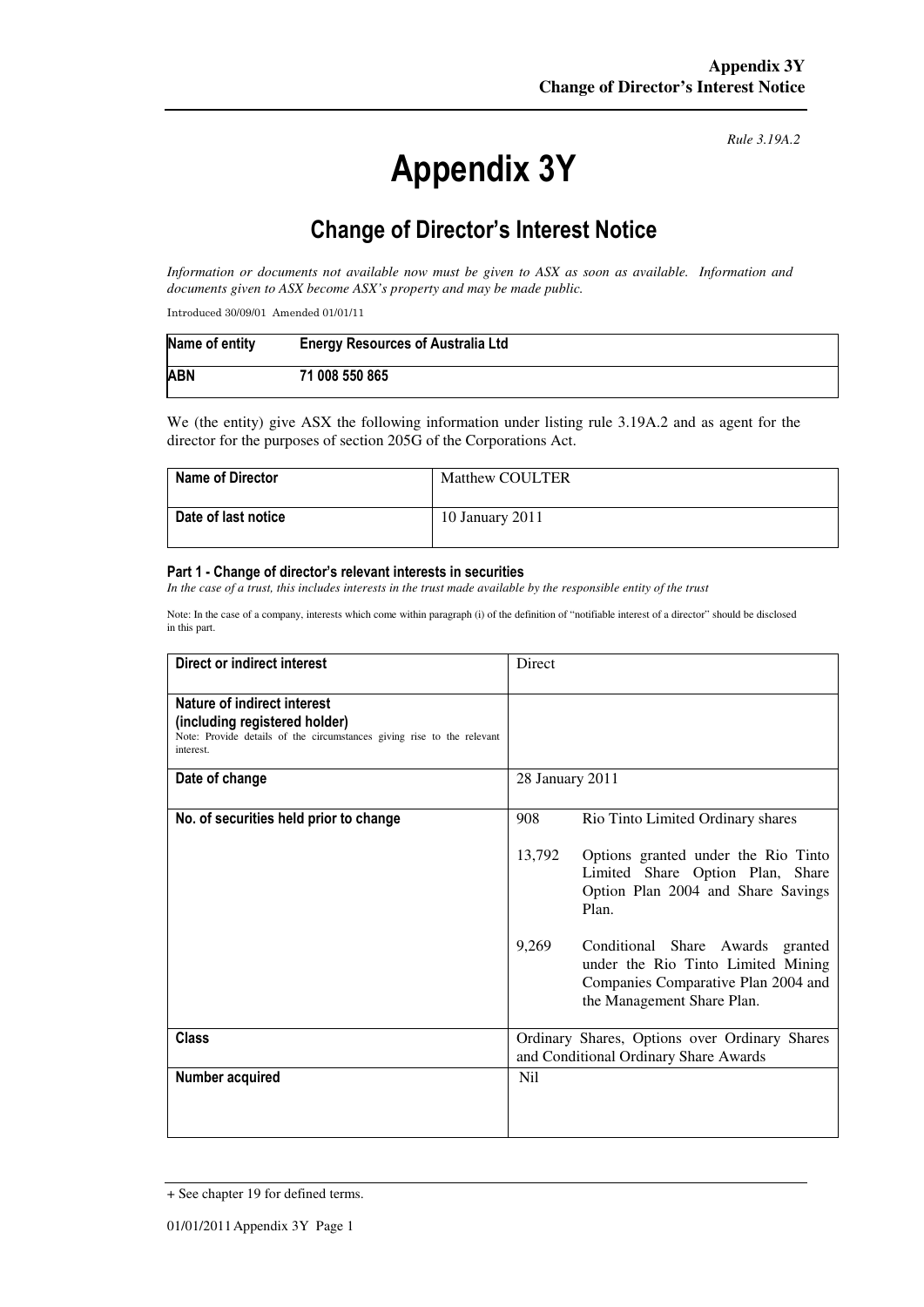*Rule 3.19A.2*

# Appendix 3Y

## Change of Director's Interest Notice

*Information or documents not available now must be given to ASX as soon as available. Information and documents given to ASX become ASX's property and may be made public.*

Introduced 30/09/01 Amended 01/01/11

| **Name of entity** | **Energy Resources of Australia Ltd** |
|---|---|
| **ABN** | **71 008 550 865** |

We (the entity) give ASX the following information under listing rule 3.19A.2 and as agent for the director for the purposes of section 205G of the Corporations Act.

| **Name of Director** | Matthew COULTER |
|---|---|
| **Date of last notice** | 10 January 2011 |

#### Part 1 - Change of director's relevant interests in securities

*In the case of a trust, this includes interests in the trust made available by the responsible entity of the trust*

Note: In the case of a company, interests which come within paragraph (i) of the definition of "notifiable interest of a director" should be disclosed in this part.

| | |
|---|---|
| **Direct or indirect interest** | Direct |
| **Nature of indirect interest (including registered holder)** Note: Provide details of the circumstances giving rise to the relevant interest. | |
| **Date of change** | 28 January 2011 |
| **No. of securities held prior to change** | 908 Rio Tinto Limited Ordinary shares<br><br>13,792 Options granted under the Rio Tinto Limited Share Option Plan, Share Option Plan 2004 and Share Savings Plan.<br><br>9,269 Conditional Share Awards granted under the Rio Tinto Limited Mining Companies Comparative Plan 2004 and the Management Share Plan. |
| **Class** | Ordinary Shares, Options over Ordinary Shares and Conditional Ordinary Share Awards |
| **Number acquired** | Nil |

+ See chapter 19 for defined terms.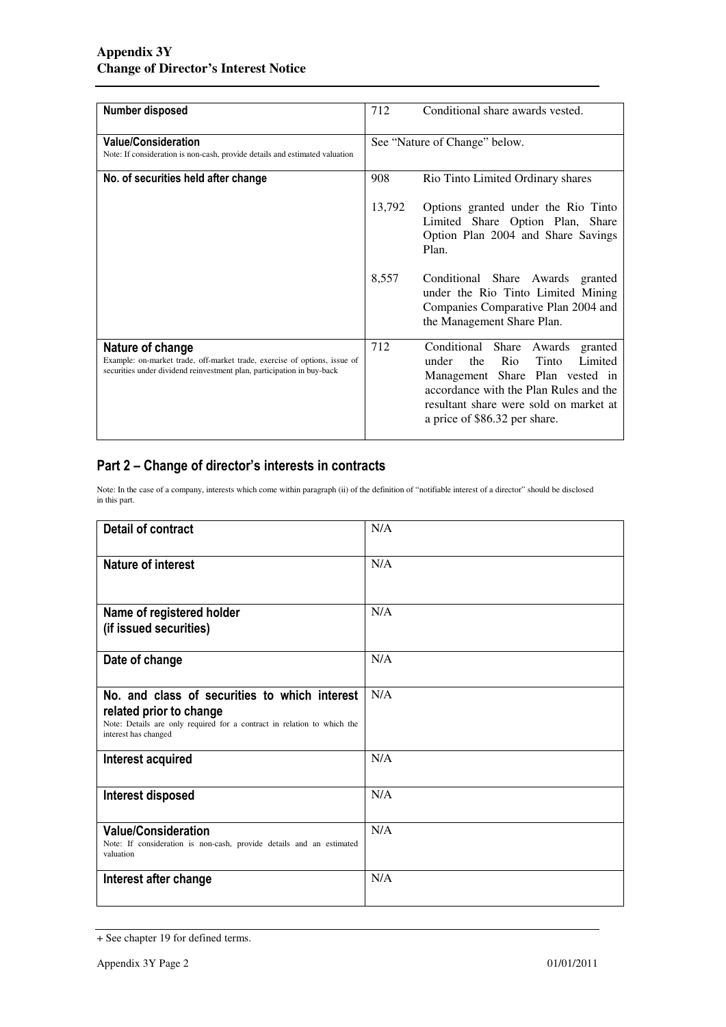| Number disposed | 712 Conditional share awards vested. |
|---|---|
| **Value/Consideration**<br>Note: If consideration is non-cash, provide details and estimated valuation | See "Nature of Change" below. |
| **No. of securities held after change** | 908 Rio Tinto Limited Ordinary shares<br><br>13,792 Options granted under the Rio Tinto Limited Share Option Plan, Share Option Plan 2004 and Share Savings Plan.<br><br>8,557 Conditional Share Awards granted under the Rio Tinto Limited Mining Companies Comparative Plan 2004 and the Management Share Plan. |
| **Nature of change**<br>Example: on-market trade, off-market trade, exercise of options, issue of securities under dividend reinvestment plan, participation in buy-back | 712 Conditional Share Awards granted under the Rio Tinto Limited Management Share Plan vested in accordance with the Plan Rules and the resultant share were sold on market at a price of $86.32 per share. |

## Part 2 – Change of director's interests in contracts

Note: In the case of a company, interests which come within paragraph (ii) of the definition of "notifiable interest of a director" should be disclosed in this part.

| Detail of contract | N/A |
|---|---|
| **Nature of interest** | N/A |
| **Name of registered holder (if issued securities)** | N/A |
| **Date of change** | N/A |
| **No. and class of securities to which interest related prior to change**<br>Note: Details are only required for a contract in relation to which the interest has changed | N/A |
| **Interest acquired** | N/A |
| **Interest disposed** | N/A |
| **Value/Consideration**<br>Note: If consideration is non-cash, provide details and an estimated valuation | N/A |
| **Interest after change** | N/A |

+ See chapter 19 for defined terms.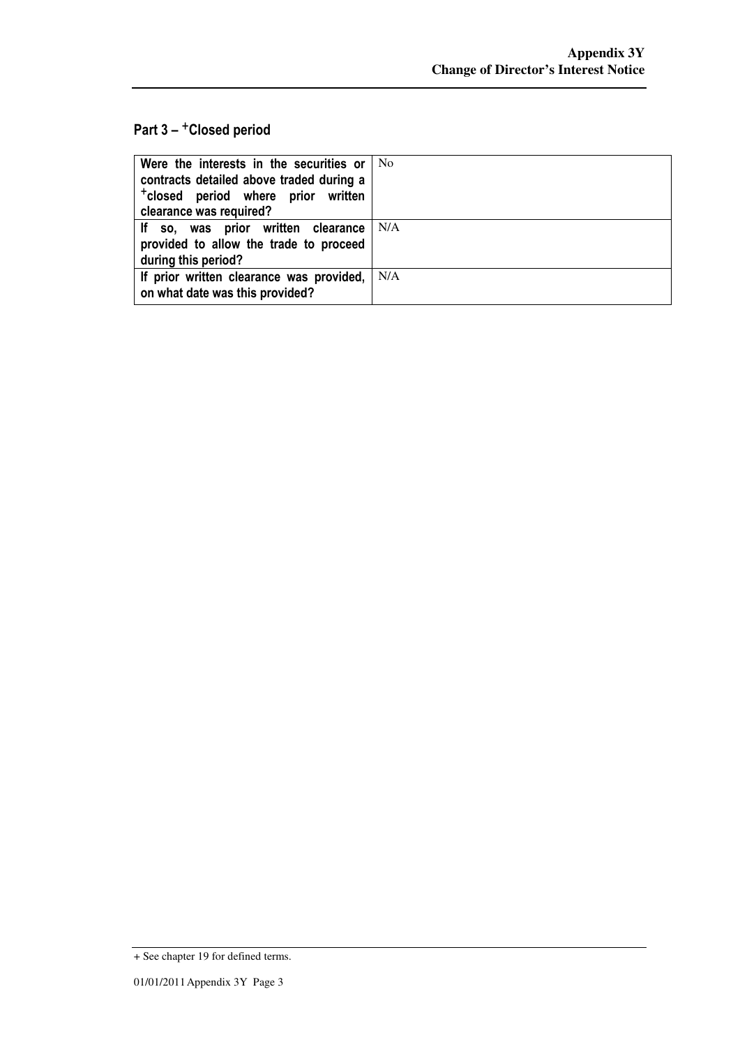## Part 3 – +Closed period

| | |
|---|---|
| **Were the interests in the securities or contracts detailed above traded during a +closed period where prior written clearance was required?** | No |
| **If so, was prior written clearance provided to allow the trade to proceed during this period?** | N/A |
| **If prior written clearance was provided, on what date was this provided?** | N/A |

+ See chapter 19 for defined terms.